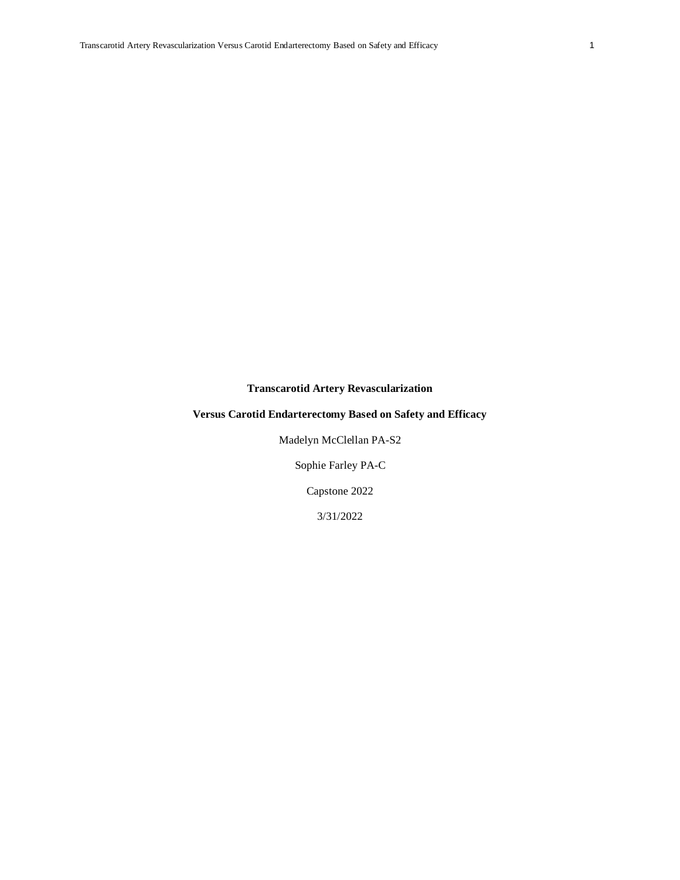**Transcarotid Artery Revascularization**

**Versus Carotid Endarterectomy Based on Safety and Efficacy**

Madelyn McClellan PA-S2

Sophie Farley PA-C

Capstone 2022

3/31/2022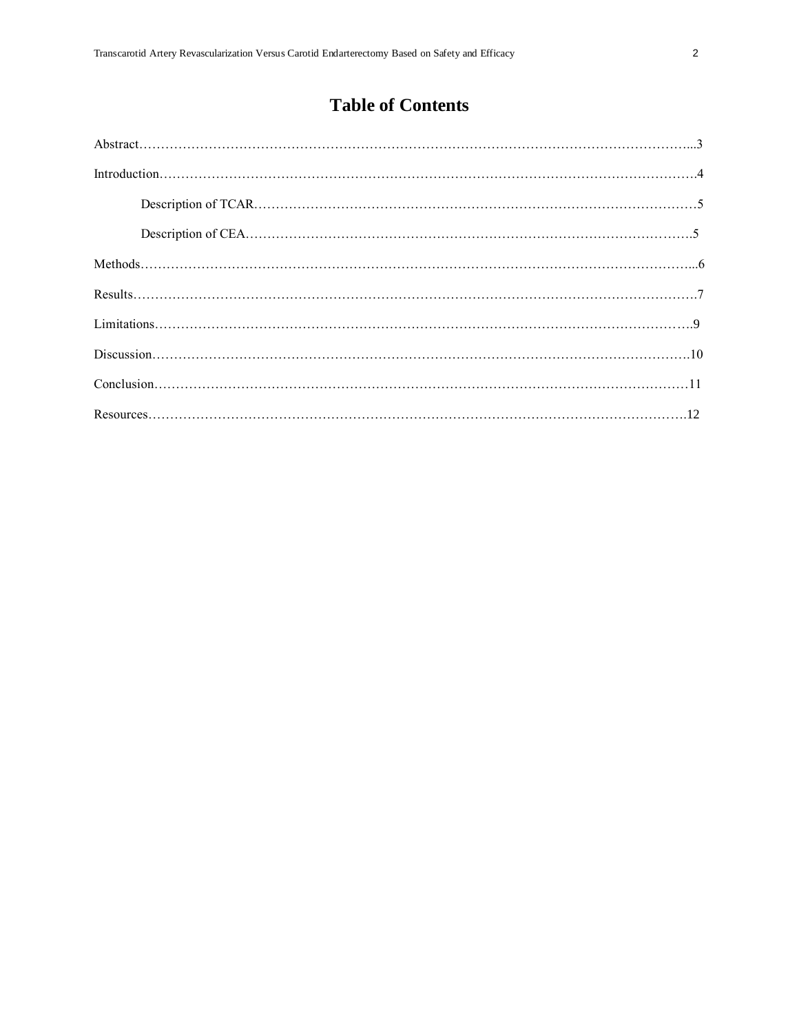# Table of Contents

Abstract………………………………………………………………………………………………………………...3

Introduction……………………………………………………………………………………………………….4

Description of TCAR……………………………………………………………………………………………5

Description of CEA………………………………………………………………………………………….5

Methods………………………………………………………………………………………………………………...6

Results……………………………………………………………………………………………………………….7

Limitations……………………………………………………………………………………………………….9

Discussion…………………………………………………………………………………………………………10

Conclusion…………………………………………………………………………………………………………11

Resources………………………………………………………………………………………………………….12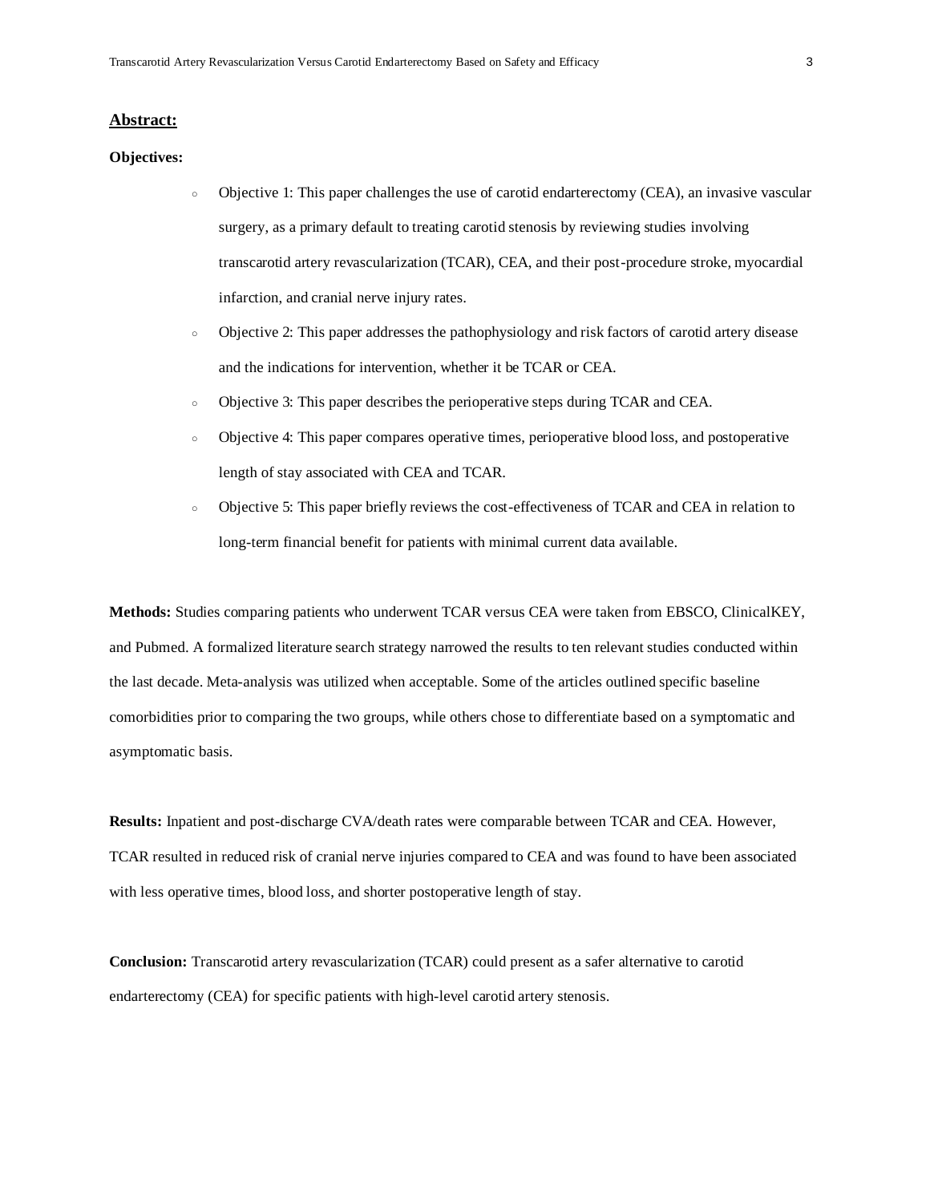## Abstract:

**Objectives:**

- Objective 1: This paper challenges the use of carotid endarterectomy (CEA), an invasive vascular surgery, as a primary default to treating carotid stenosis by reviewing studies involving transcarotid artery revascularization (TCAR), CEA, and their post-procedure stroke, myocardial infarction, and cranial nerve injury rates.
- Objective 2: This paper addresses the pathophysiology and risk factors of carotid artery disease and the indications for intervention, whether it be TCAR or CEA.
- Objective 3: This paper describes the perioperative steps during TCAR and CEA.
- Objective 4: This paper compares operative times, perioperative blood loss, and postoperative length of stay associated with CEA and TCAR.
- Objective 5: This paper briefly reviews the cost-effectiveness of TCAR and CEA in relation to long-term financial benefit for patients with minimal current data available.

**Methods:** Studies comparing patients who underwent TCAR versus CEA were taken from EBSCO, ClinicalKEY, and Pubmed. A formalized literature search strategy narrowed the results to ten relevant studies conducted within the last decade. Meta-analysis was utilized when acceptable. Some of the articles outlined specific baseline comorbidities prior to comparing the two groups, while others chose to differentiate based on a symptomatic and asymptomatic basis.

**Results:** Inpatient and post-discharge CVA/death rates were comparable between TCAR and CEA. However, TCAR resulted in reduced risk of cranial nerve injuries compared to CEA and was found to have been associated with less operative times, blood loss, and shorter postoperative length of stay.

**Conclusion:** Transcarotid artery revascularization (TCAR) could present as a safer alternative to carotid endarterectomy (CEA) for specific patients with high-level carotid artery stenosis.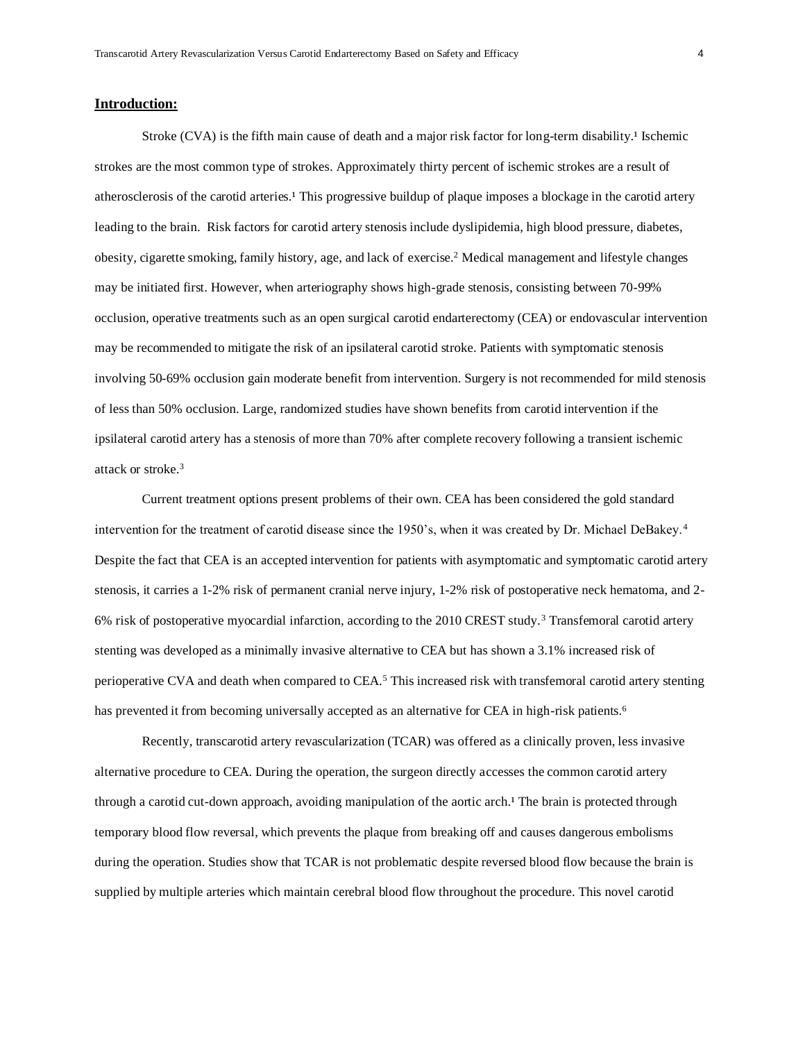## **Introduction:**

Stroke (CVA) is the fifth main cause of death and a major risk factor for long-term disability.[1] Ischemic strokes are the most common type of strokes. Approximately thirty percent of ischemic strokes are a result of atherosclerosis of the carotid arteries.[1] This progressive buildup of plaque imposes a blockage in the carotid artery leading to the brain. Risk factors for carotid artery stenosis include dyslipidemia, high blood pressure, diabetes, obesity, cigarette smoking, family history, age, and lack of exercise.[2] Medical management and lifestyle changes may be initiated first. However, when arteriography shows high-grade stenosis, consisting between 70-99% occlusion, operative treatments such as an open surgical carotid endarterectomy (CEA) or endovascular intervention may be recommended to mitigate the risk of an ipsilateral carotid stroke. Patients with symptomatic stenosis involving 50-69% occlusion gain moderate benefit from intervention. Surgery is not recommended for mild stenosis of less than 50% occlusion. Large, randomized studies have shown benefits from carotid intervention if the ipsilateral carotid artery has a stenosis of more than 70% after complete recovery following a transient ischemic attack or stroke.[3]

Current treatment options present problems of their own. CEA has been considered the gold standard intervention for the treatment of carotid disease since the 1950's, when it was created by Dr. Michael DeBakey.[4] Despite the fact that CEA is an accepted intervention for patients with asymptomatic and symptomatic carotid artery stenosis, it carries a 1-2% risk of permanent cranial nerve injury, 1-2% risk of postoperative neck hematoma, and 2-6% risk of postoperative myocardial infarction, according to the 2010 CREST study.[3] Transfemoral carotid artery stenting was developed as a minimally invasive alternative to CEA but has shown a 3.1% increased risk of perioperative CVA and death when compared to CEA.[5] This increased risk with transfemoral carotid artery stenting has prevented it from becoming universally accepted as an alternative for CEA in high-risk patients.[6]

Recently, transcarotid artery revascularization (TCAR) was offered as a clinically proven, less invasive alternative procedure to CEA. During the operation, the surgeon directly accesses the common carotid artery through a carotid cut-down approach, avoiding manipulation of the aortic arch.[1] The brain is protected through temporary blood flow reversal, which prevents the plaque from breaking off and causes dangerous embolisms during the operation. Studies show that TCAR is not problematic despite reversed blood flow because the brain is supplied by multiple arteries which maintain cerebral blood flow throughout the procedure. This novel carotid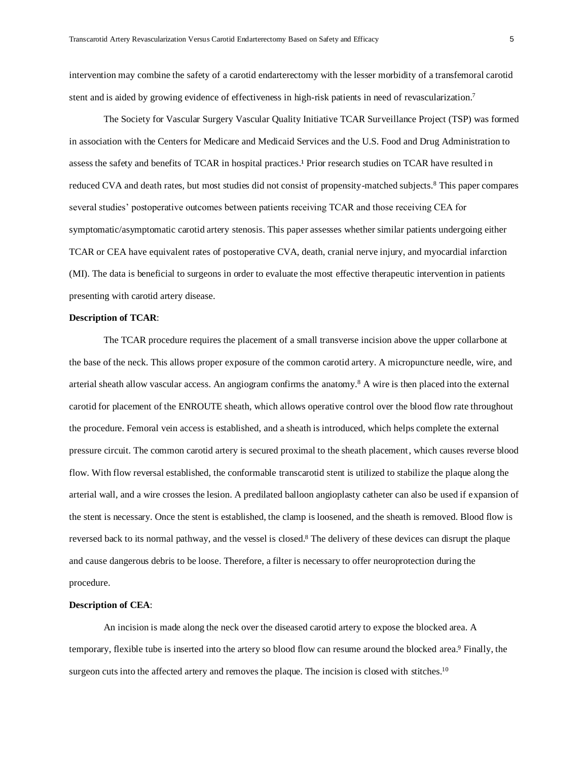intervention may combine the safety of a carotid endarterectomy with the lesser morbidity of a transfemoral carotid stent and is aided by growing evidence of effectiveness in high-risk patients in need of revascularization.[7]

The Society for Vascular Surgery Vascular Quality Initiative TCAR Surveillance Project (TSP) was formed in association with the Centers for Medicare and Medicaid Services and the U.S. Food and Drug Administration to assess the safety and benefits of TCAR in hospital practices.[1] Prior research studies on TCAR have resulted in reduced CVA and death rates, but most studies did not consist of propensity-matched subjects.[8] This paper compares several studies' postoperative outcomes between patients receiving TCAR and those receiving CEA for symptomatic/asymptomatic carotid artery stenosis. This paper assesses whether similar patients undergoing either TCAR or CEA have equivalent rates of postoperative CVA, death, cranial nerve injury, and myocardial infarction (MI). The data is beneficial to surgeons in order to evaluate the most effective therapeutic intervention in patients presenting with carotid artery disease.

**Description of TCAR**:

The TCAR procedure requires the placement of a small transverse incision above the upper collarbone at the base of the neck. This allows proper exposure of the common carotid artery. A micropuncture needle, wire, and arterial sheath allow vascular access. An angiogram confirms the anatomy.[8] A wire is then placed into the external carotid for placement of the ENROUTE sheath, which allows operative control over the blood flow rate throughout the procedure. Femoral vein access is established, and a sheath is introduced, which helps complete the external pressure circuit. The common carotid artery is secured proximal to the sheath placement, which causes reverse blood flow. With flow reversal established, the conformable transcarotid stent is utilized to stabilize the plaque along the arterial wall, and a wire crosses the lesion. A predilated balloon angioplasty catheter can also be used if expansion of the stent is necessary. Once the stent is established, the clamp is loosened, and the sheath is removed. Blood flow is reversed back to its normal pathway, and the vessel is closed.[8] The delivery of these devices can disrupt the plaque and cause dangerous debris to be loose. Therefore, a filter is necessary to offer neuroprotection during the procedure.

**Description of CEA**:

An incision is made along the neck over the diseased carotid artery to expose the blocked area. A temporary, flexible tube is inserted into the artery so blood flow can resume around the blocked area.[9] Finally, the surgeon cuts into the affected artery and removes the plaque. The incision is closed with stitches.[10]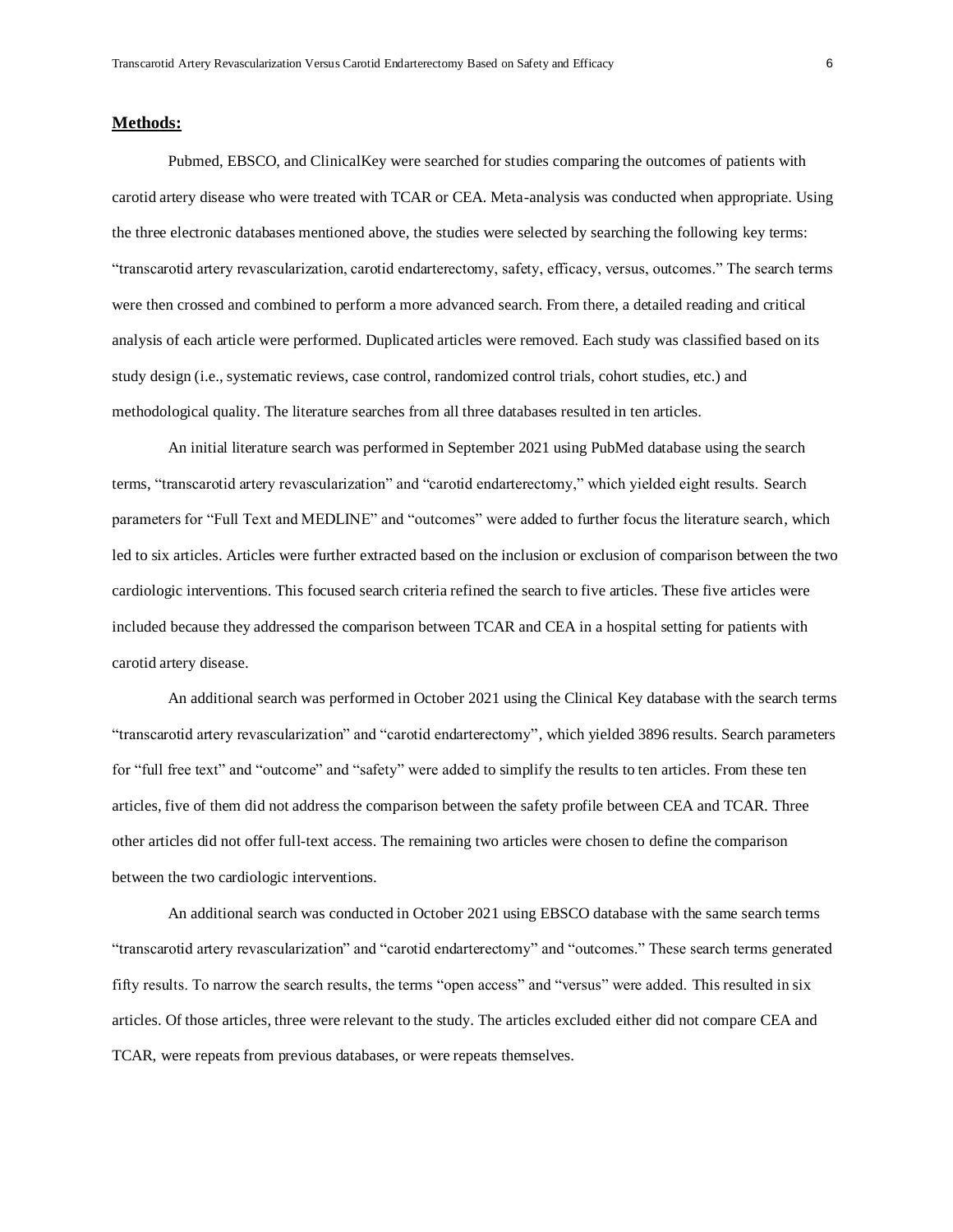## Methods:

Pubmed, EBSCO, and ClinicalKey were searched for studies comparing the outcomes of patients with carotid artery disease who were treated with TCAR or CEA. Meta-analysis was conducted when appropriate. Using the three electronic databases mentioned above, the studies were selected by searching the following key terms: "transcarotid artery revascularization, carotid endarterectomy, safety, efficacy, versus, outcomes." The search terms were then crossed and combined to perform a more advanced search. From there, a detailed reading and critical analysis of each article were performed. Duplicated articles were removed. Each study was classified based on its study design (i.e., systematic reviews, case control, randomized control trials, cohort studies, etc.) and methodological quality. The literature searches from all three databases resulted in ten articles.

An initial literature search was performed in September 2021 using PubMed database using the search terms, "transcarotid artery revascularization" and "carotid endarterectomy," which yielded eight results. Search parameters for "Full Text and MEDLINE" and "outcomes" were added to further focus the literature search, which led to six articles. Articles were further extracted based on the inclusion or exclusion of comparison between the two cardiologic interventions. This focused search criteria refined the search to five articles. These five articles were included because they addressed the comparison between TCAR and CEA in a hospital setting for patients with carotid artery disease.

An additional search was performed in October 2021 using the Clinical Key database with the search terms "transcarotid artery revascularization" and "carotid endarterectomy", which yielded 3896 results. Search parameters for "full free text" and "outcome" and "safety" were added to simplify the results to ten articles. From these ten articles, five of them did not address the comparison between the safety profile between CEA and TCAR. Three other articles did not offer full-text access. The remaining two articles were chosen to define the comparison between the two cardiologic interventions.

An additional search was conducted in October 2021 using EBSCO database with the same search terms "transcarotid artery revascularization" and "carotid endarterectomy" and "outcomes." These search terms generated fifty results. To narrow the search results, the terms "open access" and "versus" were added. This resulted in six articles. Of those articles, three were relevant to the study. The articles excluded either did not compare CEA and TCAR, were repeats from previous databases, or were repeats themselves.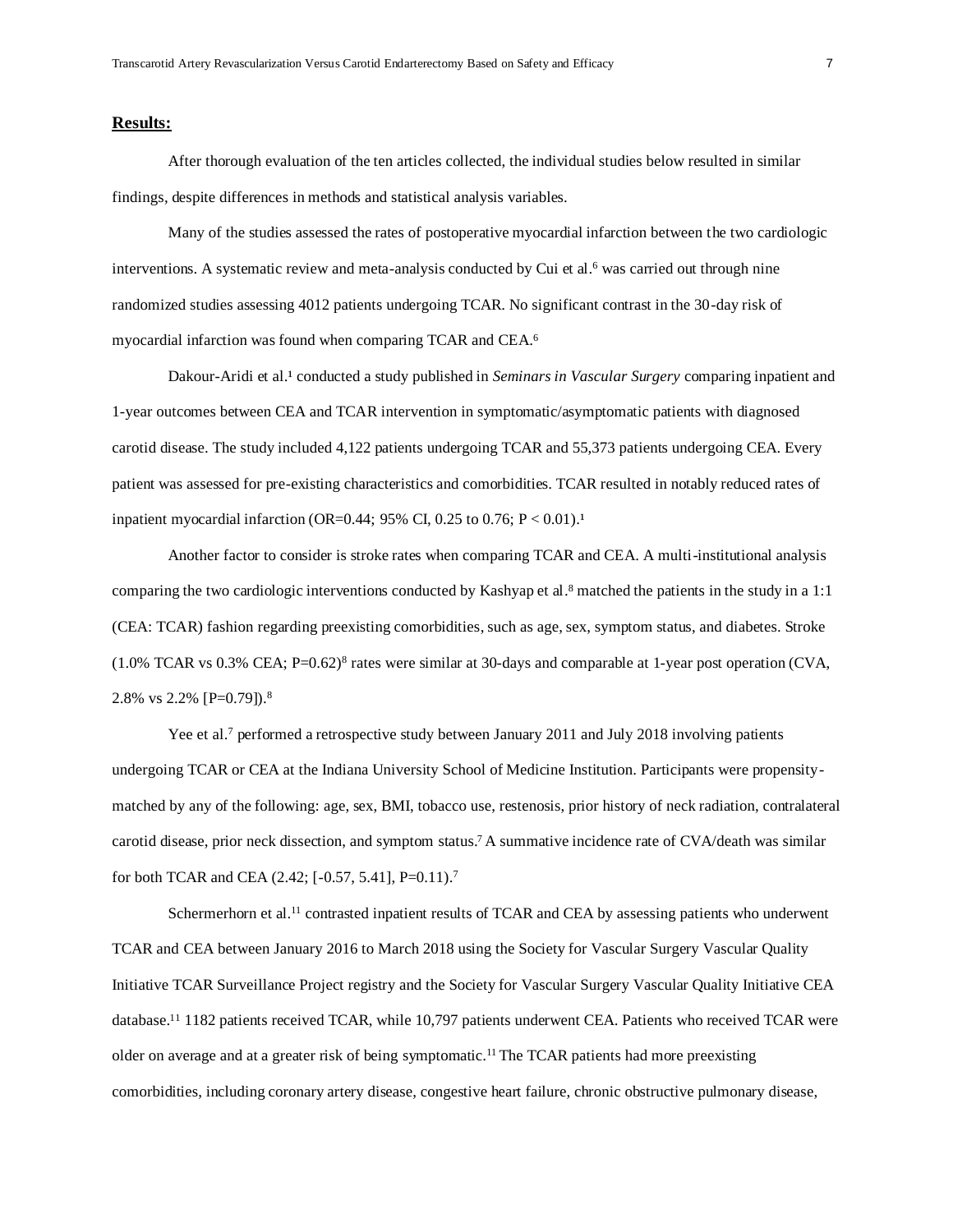## **Results:**

After thorough evaluation of the ten articles collected, the individual studies below resulted in similar findings, despite differences in methods and statistical analysis variables.

Many of the studies assessed the rates of postoperative myocardial infarction between the two cardiologic interventions. A systematic review and meta-analysis conducted by Cui et al.[6] was carried out through nine randomized studies assessing 4012 patients undergoing TCAR. No significant contrast in the 30-day risk of myocardial infarction was found when comparing TCAR and CEA.[6]

Dakour-Aridi et al.[1] conducted a study published in *Seminars in Vascular Surgery* comparing inpatient and 1-year outcomes between CEA and TCAR intervention in symptomatic/asymptomatic patients with diagnosed carotid disease. The study included 4,122 patients undergoing TCAR and 55,373 patients undergoing CEA. Every patient was assessed for pre-existing characteristics and comorbidities. TCAR resulted in notably reduced rates of inpatient myocardial infarction (OR=0.44; 95% CI, 0.25 to 0.76; $P < 0.01$).[1]

Another factor to consider is stroke rates when comparing TCAR and CEA. A multi-institutional analysis comparing the two cardiologic interventions conducted by Kashyap et al.[8] matched the patients in the study in a 1:1 (CEA: TCAR) fashion regarding preexisting comorbidities, such as age, sex, symptom status, and diabetes. Stroke (1.0% TCAR vs 0.3% CEA; P=0.62)[8] rates were similar at 30-days and comparable at 1-year post operation (CVA, 2.8% vs 2.2% [P=0.79]).[8]

Yee et al.[7] performed a retrospective study between January 2011 and July 2018 involving patients undergoing TCAR or CEA at the Indiana University School of Medicine Institution. Participants were propensity-matched by any of the following: age, sex, BMI, tobacco use, restenosis, prior history of neck radiation, contralateral carotid disease, prior neck dissection, and symptom status.[7] A summative incidence rate of CVA/death was similar for both TCAR and CEA (2.42; [-0.57, 5.41], P=0.11).[7]

Schermerhorn et al.[11] contrasted inpatient results of TCAR and CEA by assessing patients who underwent TCAR and CEA between January 2016 to March 2018 using the Society for Vascular Surgery Vascular Quality Initiative TCAR Surveillance Project registry and the Society for Vascular Surgery Vascular Quality Initiative CEA database.[11] 1182 patients received TCAR, while 10,797 patients underwent CEA. Patients who received TCAR were older on average and at a greater risk of being symptomatic.[11] The TCAR patients had more preexisting comorbidities, including coronary artery disease, congestive heart failure, chronic obstructive pulmonary disease,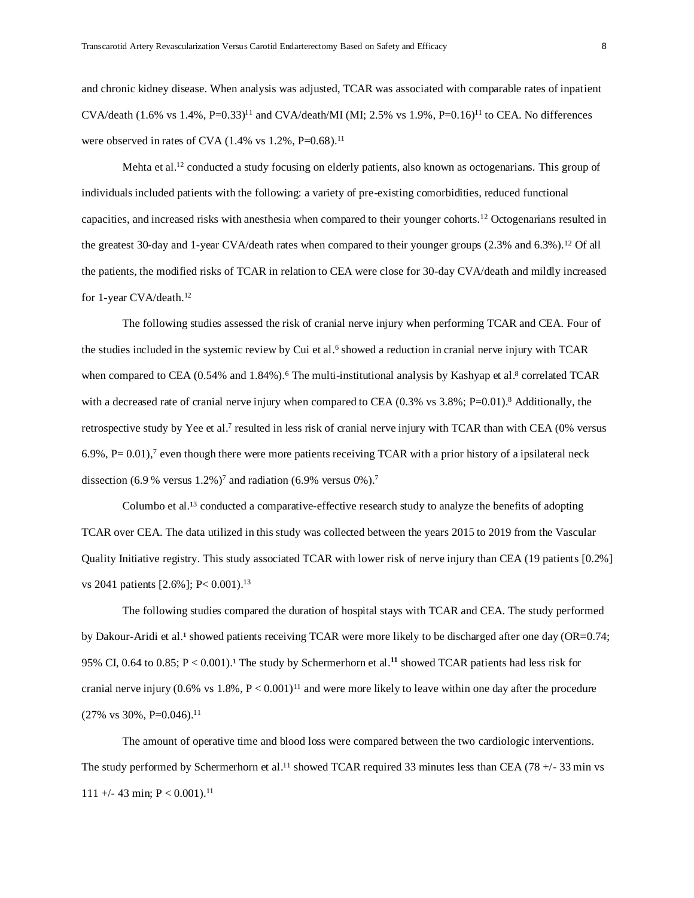and chronic kidney disease. When analysis was adjusted, TCAR was associated with comparable rates of inpatient CVA/death (1.6% vs 1.4%, P=0.33)[11] and CVA/death/MI (MI; 2.5% vs 1.9%, P=0.16)[11] to CEA. No differences were observed in rates of CVA (1.4% vs 1.2%, P=0.68).[11]

Mehta et al.[12] conducted a study focusing on elderly patients, also known as octogenarians. This group of individuals included patients with the following: a variety of pre-existing comorbidities, reduced functional capacities, and increased risks with anesthesia when compared to their younger cohorts.[12] Octogenarians resulted in the greatest 30-day and 1-year CVA/death rates when compared to their younger groups (2.3% and 6.3%).[12] Of all the patients, the modified risks of TCAR in relation to CEA were close for 30-day CVA/death and mildly increased for 1-year CVA/death.[12]

The following studies assessed the risk of cranial nerve injury when performing TCAR and CEA. Four of the studies included in the systemic review by Cui et al.[6] showed a reduction in cranial nerve injury with TCAR when compared to CEA (0.54% and 1.84%).[6] The multi-institutional analysis by Kashyap et al.[8] correlated TCAR with a decreased rate of cranial nerve injury when compared to CEA (0.3% vs 3.8%; P=0.01).[8] Additionally, the retrospective study by Yee et al.[7] resulted in less risk of cranial nerve injury with TCAR than with CEA (0% versus 6.9%, P= 0.01),[7] even though there were more patients receiving TCAR with a prior history of a ipsilateral neck dissection (6.9 % versus 1.2%)[7] and radiation (6.9% versus 0%).[7]

Columbo et al.[13] conducted a comparative-effective research study to analyze the benefits of adopting TCAR over CEA. The data utilized in this study was collected between the years 2015 to 2019 from the Vascular Quality Initiative registry. This study associated TCAR with lower risk of nerve injury than CEA (19 patients [0.2%] vs 2041 patients [2.6%]; P< 0.001).[13]

The following studies compared the duration of hospital stays with TCAR and CEA. The study performed by Dakour-Aridi et al.[1] showed patients receiving TCAR were more likely to be discharged after one day (OR=0.74; 95% CI, 0.64 to 0.85; P < 0.001).[1] The study by Schermerhorn et al.[11] showed TCAR patients had less risk for cranial nerve injury (0.6% vs 1.8%, P < 0.001)[11] and were more likely to leave within one day after the procedure (27% vs 30%, P=0.046).[11]

The amount of operative time and blood loss were compared between the two cardiologic interventions. The study performed by Schermerhorn et al.[11] showed TCAR required 33 minutes less than CEA (78 +/- 33 min vs 111 +/- 43 min; P < 0.001).[11]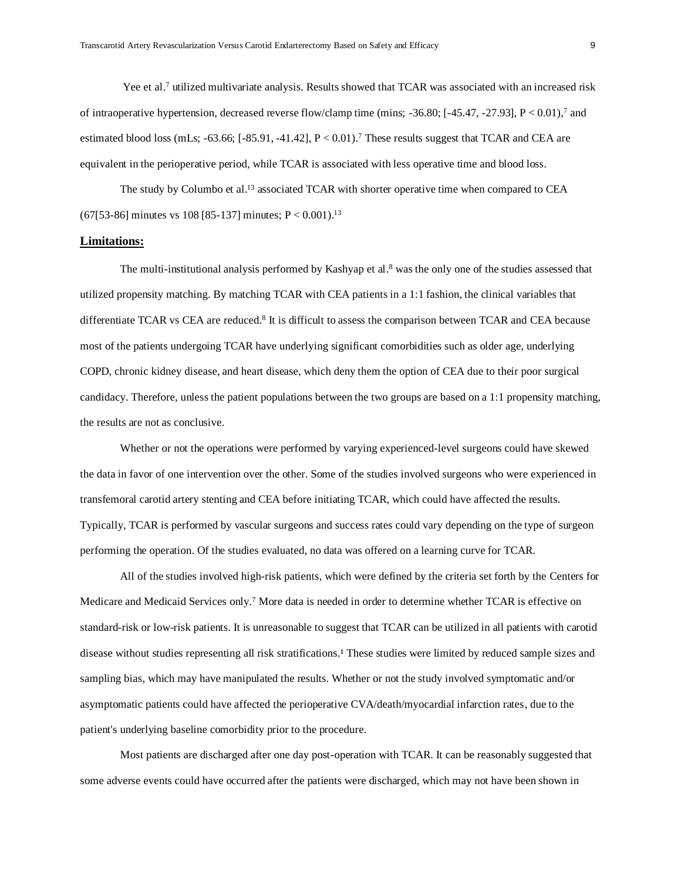Yee et al.[7] utilized multivariate analysis. Results showed that TCAR was associated with an increased risk of intraoperative hypertension, decreased reverse flow/clamp time (mins; -36.80; [-45.47, -27.93], $P < 0.01$),[7] and estimated blood loss (mLs; -63.66; [-85.91, -41.42], $P < 0.01$).[7] These results suggest that TCAR and CEA are equivalent in the perioperative period, while TCAR is associated with less operative time and blood loss.

The study by Columbo et al.[13] associated TCAR with shorter operative time when compared to CEA (67[53-86] minutes vs 108 [85-137] minutes; $P < 0.001$).[13]

## Limitations:

The multi-institutional analysis performed by Kashyap et al.[8] was the only one of the studies assessed that utilized propensity matching. By matching TCAR with CEA patients in a 1:1 fashion, the clinical variables that differentiate TCAR vs CEA are reduced.[8] It is difficult to assess the comparison between TCAR and CEA because most of the patients undergoing TCAR have underlying significant comorbidities such as older age, underlying COPD, chronic kidney disease, and heart disease, which deny them the option of CEA due to their poor surgical candidacy. Therefore, unless the patient populations between the two groups are based on a 1:1 propensity matching, the results are not as conclusive.

Whether or not the operations were performed by varying experienced-level surgeons could have skewed the data in favor of one intervention over the other. Some of the studies involved surgeons who were experienced in transfemoral carotid artery stenting and CEA before initiating TCAR, which could have affected the results. Typically, TCAR is performed by vascular surgeons and success rates could vary depending on the type of surgeon performing the operation. Of the studies evaluated, no data was offered on a learning curve for TCAR.

All of the studies involved high-risk patients, which were defined by the criteria set forth by the Centers for Medicare and Medicaid Services only.[7] More data is needed in order to determine whether TCAR is effective on standard-risk or low-risk patients. It is unreasonable to suggest that TCAR can be utilized in all patients with carotid disease without studies representing all risk stratifications.[1] These studies were limited by reduced sample sizes and sampling bias, which may have manipulated the results. Whether or not the study involved symptomatic and/or asymptomatic patients could have affected the perioperative CVA/death/myocardial infarction rates, due to the patient's underlying baseline comorbidity prior to the procedure.

Most patients are discharged after one day post-operation with TCAR. It can be reasonably suggested that some adverse events could have occurred after the patients were discharged, which may not have been shown in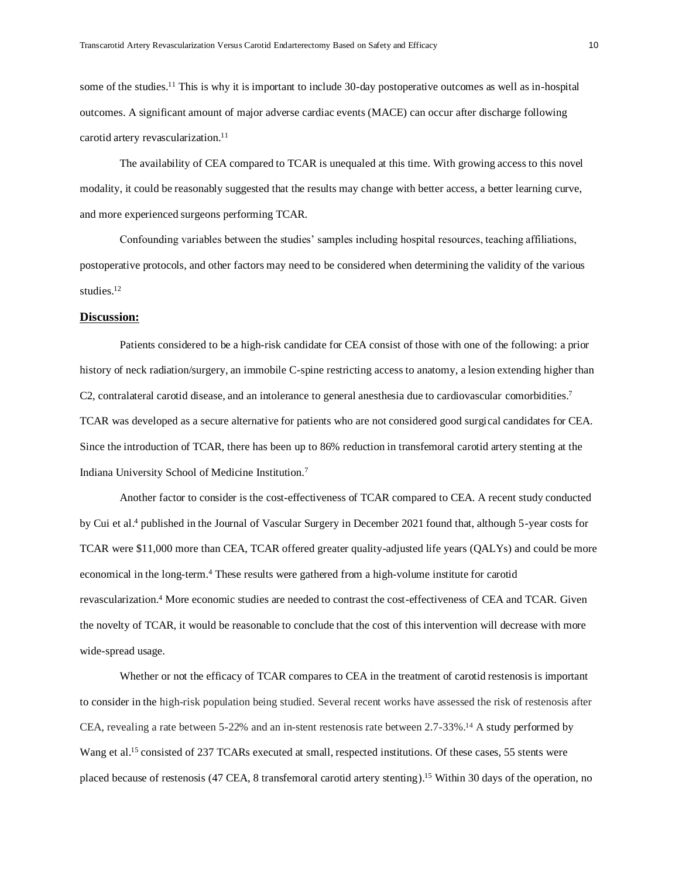some of the studies.[11] This is why it is important to include 30-day postoperative outcomes as well as in-hospital outcomes. A significant amount of major adverse cardiac events (MACE) can occur after discharge following carotid artery revascularization.[11]

The availability of CEA compared to TCAR is unequaled at this time. With growing access to this novel modality, it could be reasonably suggested that the results may change with better access, a better learning curve, and more experienced surgeons performing TCAR.

Confounding variables between the studies' samples including hospital resources, teaching affiliations, postoperative protocols, and other factors may need to be considered when determining the validity of the various studies.[12]

## Discussion:

Patients considered to be a high-risk candidate for CEA consist of those with one of the following: a prior history of neck radiation/surgery, an immobile C-spine restricting access to anatomy, a lesion extending higher than C2, contralateral carotid disease, and an intolerance to general anesthesia due to cardiovascular comorbidities.[7] TCAR was developed as a secure alternative for patients who are not considered good surgical candidates for CEA. Since the introduction of TCAR, there has been up to 86% reduction in transfemoral carotid artery stenting at the Indiana University School of Medicine Institution.[7]

Another factor to consider is the cost-effectiveness of TCAR compared to CEA. A recent study conducted by Cui et al.[4] published in the Journal of Vascular Surgery in December 2021 found that, although 5-year costs for TCAR were $11,000 more than CEA, TCAR offered greater quality-adjusted life years (QALYs) and could be more economical in the long-term.[4] These results were gathered from a high-volume institute for carotid revascularization.[4] More economic studies are needed to contrast the cost-effectiveness of CEA and TCAR. Given the novelty of TCAR, it would be reasonable to conclude that the cost of this intervention will decrease with more wide-spread usage.

Whether or not the efficacy of TCAR compares to CEA in the treatment of carotid restenosis is important to consider in the high-risk population being studied. Several recent works have assessed the risk of restenosis after CEA, revealing a rate between 5-22% and an in-stent restenosis rate between 2.7-33%.[14] A study performed by Wang et al.[15] consisted of 237 TCARs executed at small, respected institutions. Of these cases, 55 stents were placed because of restenosis (47 CEA, 8 transfemoral carotid artery stenting).[15] Within 30 days of the operation, no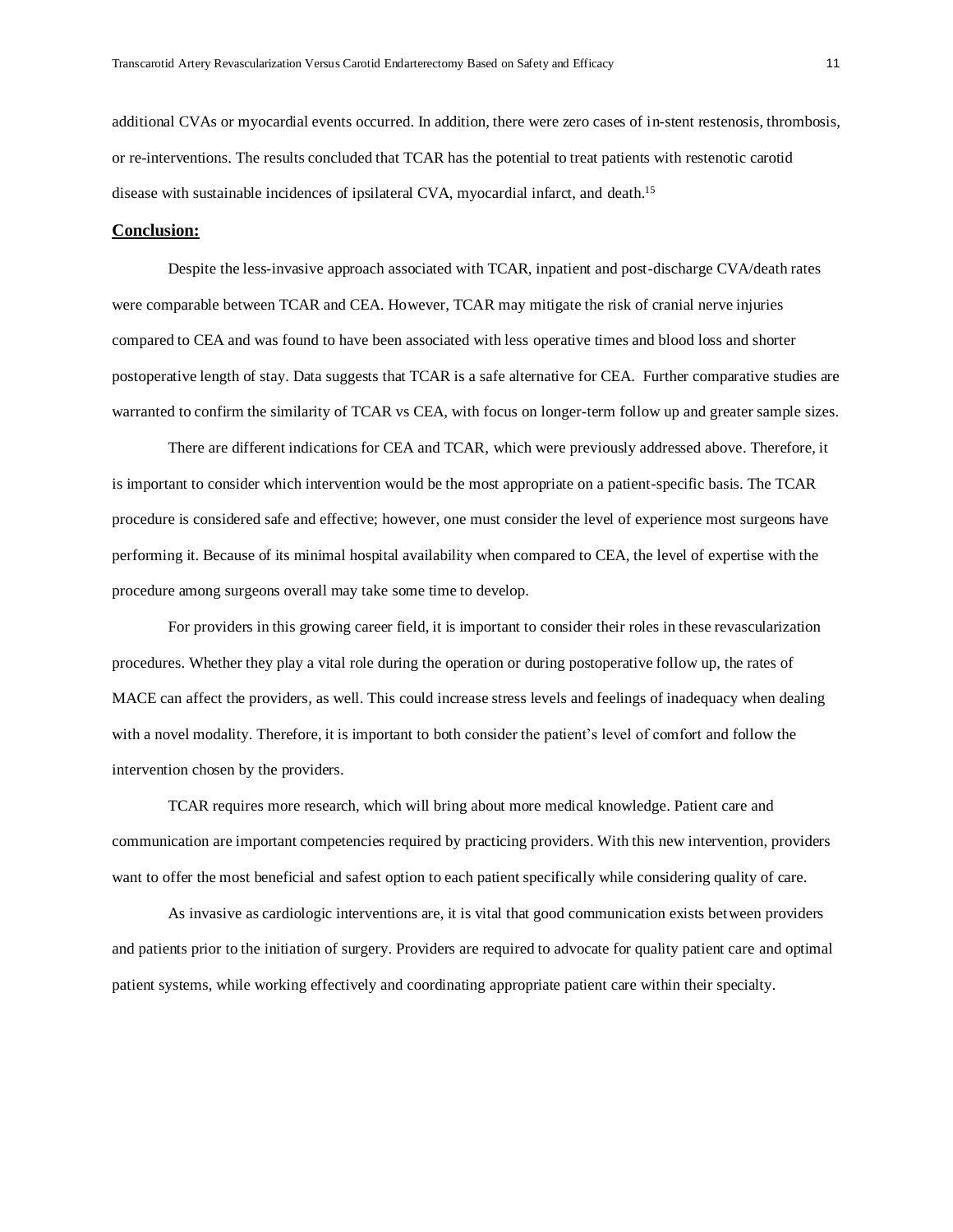additional CVAs or myocardial events occurred. In addition, there were zero cases of in-stent restenosis, thrombosis, or re-interventions. The results concluded that TCAR has the potential to treat patients with restenotic carotid disease with sustainable incidences of ipsilateral CVA, myocardial infarct, and death.[15]

## Conclusion:

Despite the less-invasive approach associated with TCAR, inpatient and post-discharge CVA/death rates were comparable between TCAR and CEA. However, TCAR may mitigate the risk of cranial nerve injuries compared to CEA and was found to have been associated with less operative times and blood loss and shorter postoperative length of stay. Data suggests that TCAR is a safe alternative for CEA. Further comparative studies are warranted to confirm the similarity of TCAR vs CEA, with focus on longer-term follow up and greater sample sizes.

There are different indications for CEA and TCAR, which were previously addressed above. Therefore, it is important to consider which intervention would be the most appropriate on a patient-specific basis. The TCAR procedure is considered safe and effective; however, one must consider the level of experience most surgeons have performing it. Because of its minimal hospital availability when compared to CEA, the level of expertise with the procedure among surgeons overall may take some time to develop.

For providers in this growing career field, it is important to consider their roles in these revascularization procedures. Whether they play a vital role during the operation or during postoperative follow up, the rates of MACE can affect the providers, as well. This could increase stress levels and feelings of inadequacy when dealing with a novel modality. Therefore, it is important to both consider the patient's level of comfort and follow the intervention chosen by the providers.

TCAR requires more research, which will bring about more medical knowledge. Patient care and communication are important competencies required by practicing providers. With this new intervention, providers want to offer the most beneficial and safest option to each patient specifically while considering quality of care.

As invasive as cardiologic interventions are, it is vital that good communication exists between providers and patients prior to the initiation of surgery. Providers are required to advocate for quality patient care and optimal patient systems, while working effectively and coordinating appropriate patient care within their specialty.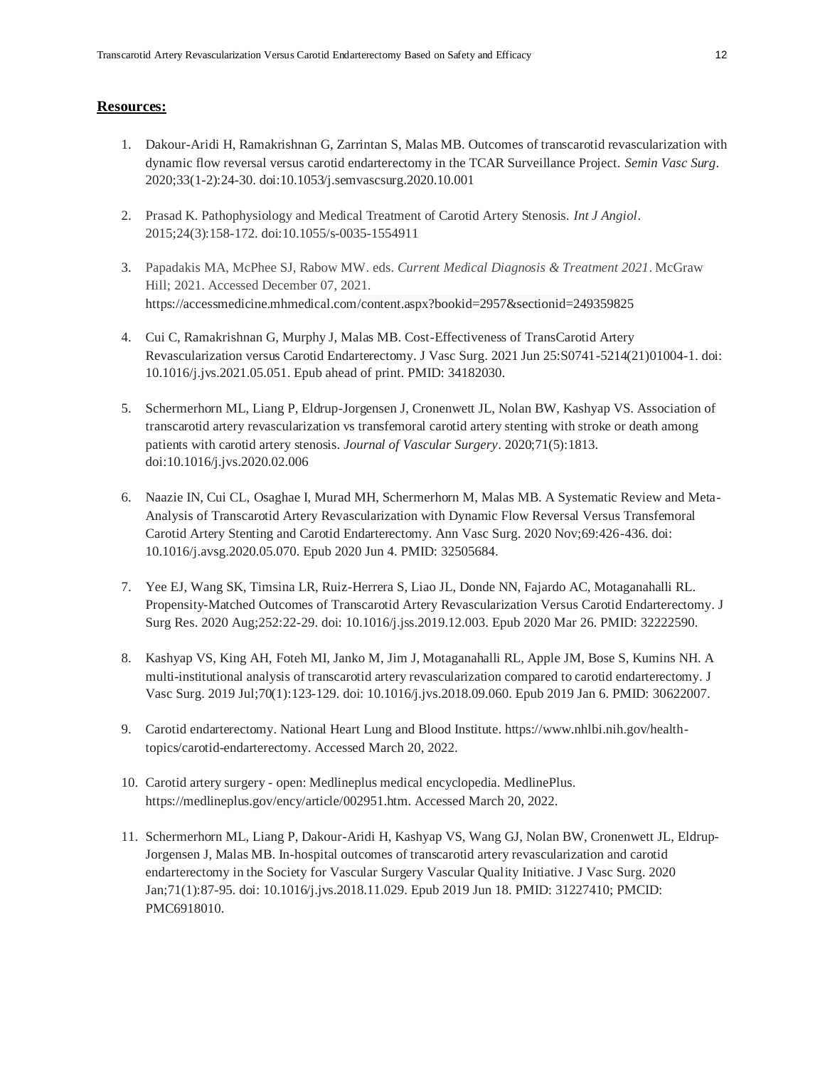**Resources:**

1. Dakour-Aridi H, Ramakrishnan G, Zarrintan S, Malas MB. Outcomes of transcarotid revascularization with dynamic flow reversal versus carotid endarterectomy in the TCAR Surveillance Project. *Semin Vasc Surg*. 2020;33(1-2):24-30. doi:10.1053/j.semvascsurg.2020.10.001

2. Prasad K. Pathophysiology and Medical Treatment of Carotid Artery Stenosis. *Int J Angiol*. 2015;24(3):158-172. doi:10.1055/s-0035-1554911

3. Papadakis MA, McPhee SJ, Rabow MW. eds. *Current Medical Diagnosis & Treatment 2021*. McGraw Hill; 2021. Accessed December 07, 2021. https://accessmedicine.mhmedical.com/content.aspx?bookid=2957&sectionid=249359825

4. Cui C, Ramakrishnan G, Murphy J, Malas MB. Cost-Effectiveness of TransCarotid Artery Revascularization versus Carotid Endarterectomy. J Vasc Surg. 2021 Jun 25:S0741-5214(21)01004-1. doi: 10.1016/j.jvs.2021.05.051. Epub ahead of print. PMID: 34182030.

5. Schermerhorn ML, Liang P, Eldrup-Jorgensen J, Cronenwett JL, Nolan BW, Kashyap VS. Association of transcarotid artery revascularization vs transfemoral carotid artery stenting with stroke or death among patients with carotid artery stenosis. *Journal of Vascular Surgery*. 2020;71(5):1813. doi:10.1016/j.jvs.2020.02.006

6. Naazie IN, Cui CL, Osaghae I, Murad MH, Schermerhorn M, Malas MB. A Systematic Review and Meta-Analysis of Transcarotid Artery Revascularization with Dynamic Flow Reversal Versus Transfemoral Carotid Artery Stenting and Carotid Endarterectomy. Ann Vasc Surg. 2020 Nov;69:426-436. doi: 10.1016/j.avsg.2020.05.070. Epub 2020 Jun 4. PMID: 32505684.

7. Yee EJ, Wang SK, Timsina LR, Ruiz-Herrera S, Liao JL, Donde NN, Fajardo AC, Motaganahalli RL. Propensity-Matched Outcomes of Transcarotid Artery Revascularization Versus Carotid Endarterectomy. J Surg Res. 2020 Aug;252:22-29. doi: 10.1016/j.jss.2019.12.003. Epub 2020 Mar 26. PMID: 32222590.

8. Kashyap VS, King AH, Foteh MI, Janko M, Jim J, Motaganahalli RL, Apple JM, Bose S, Kumins NH. A multi-institutional analysis of transcarotid artery revascularization compared to carotid endarterectomy. J Vasc Surg. 2019 Jul;70(1):123-129. doi: 10.1016/j.jvs.2018.09.060. Epub 2019 Jan 6. PMID: 30622007.

9. Carotid endarterectomy. National Heart Lung and Blood Institute. https://www.nhlbi.nih.gov/health-topics/carotid-endarterectomy. Accessed March 20, 2022.

10. Carotid artery surgery - open: Medlineplus medical encyclopedia. MedlinePlus. https://medlineplus.gov/ency/article/002951.htm. Accessed March 20, 2022.

11. Schermerhorn ML, Liang P, Dakour-Aridi H, Kashyap VS, Wang GJ, Nolan BW, Cronenwett JL, Eldrup-Jorgensen J, Malas MB. In-hospital outcomes of transcarotid artery revascularization and carotid endarterectomy in the Society for Vascular Surgery Vascular Quality Initiative. J Vasc Surg. 2020 Jan;71(1):87-95. doi: 10.1016/j.jvs.2018.11.029. Epub 2019 Jun 18. PMID: 31227410; PMCID: PMC6918010.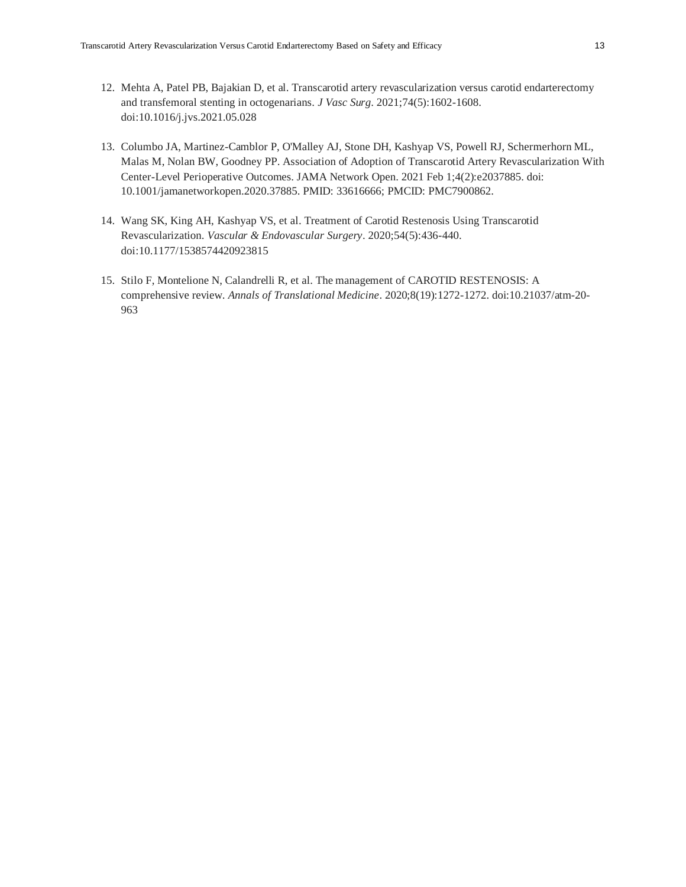12. Mehta A, Patel PB, Bajakian D, et al. Transcarotid artery revascularization versus carotid endarterectomy and transfemoral stenting in octogenarians. *J Vasc Surg*. 2021;74(5):1602-1608. doi:10.1016/j.jvs.2021.05.028

13. Columbo JA, Martinez-Camblor P, O'Malley AJ, Stone DH, Kashyap VS, Powell RJ, Schermerhorn ML, Malas M, Nolan BW, Goodney PP. Association of Adoption of Transcarotid Artery Revascularization With Center-Level Perioperative Outcomes. JAMA Network Open. 2021 Feb 1;4(2):e2037885. doi: 10.1001/jamanetworkopen.2020.37885. PMID: 33616666; PMCID: PMC7900862.

14. Wang SK, King AH, Kashyap VS, et al. Treatment of Carotid Restenosis Using Transcarotid Revascularization. *Vascular & Endovascular Surgery*. 2020;54(5):436-440. doi:10.1177/1538574420923815

15. Stilo F, Montelione N, Calandrelli R, et al. The management of CAROTID RESTENOSIS: A comprehensive review. *Annals of Translational Medicine*. 2020;8(19):1272-1272. doi:10.21037/atm-20-963